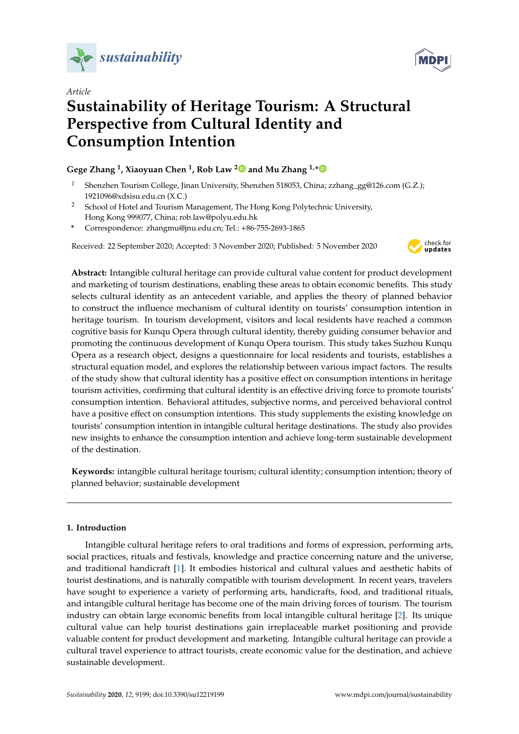*sustainability*

Article

# Sustainability of Heritage Tourism: A Structural Perspective from Cultural Identity and Consumption Intention

**Gege Zhang [1], Xiaoyuan Chen [1], Rob Law [2] and Mu Zhang [1,*]**

[1] Shenzhen Tourism College, Jinan University, Shenzhen 518053, China; zzhang_gg@126.com (G.Z.); 1921096@xdsisu.edu.cn (X.C.)

[2] School of Hotel and Tourism Management, The Hong Kong Polytechnic University, Hong Kong 999077, China; rob.law@polyu.edu.hk

* Correspondence: zhangmu@jnu.edu.cn; Tel.: +86-755-2693-1865

Received: 22 September 2020; Accepted: 3 November 2020; Published: 5 November 2020

**Abstract:** Intangible cultural heritage can provide cultural value content for product development and marketing of tourism destinations, enabling these areas to obtain economic benefits. This study selects cultural identity as an antecedent variable, and applies the theory of planned behavior to construct the influence mechanism of cultural identity on tourists' consumption intention in heritage tourism. In tourism development, visitors and local residents have reached a common cognitive basis for Kunqu Opera through cultural identity, thereby guiding consumer behavior and promoting the continuous development of Kunqu Opera tourism. This study takes Suzhou Kunqu Opera as a research object, designs a questionnaire for local residents and tourists, establishes a structural equation model, and explores the relationship between various impact factors. The results of the study show that cultural identity has a positive effect on consumption intentions in heritage tourism activities, confirming that cultural identity is an effective driving force to promote tourists' consumption intention. Behavioral attitudes, subjective norms, and perceived behavioral control have a positive effect on consumption intentions. This study supplements the existing knowledge on tourists' consumption intention in intangible cultural heritage destinations. The study also provides new insights to enhance the consumption intention and achieve long-term sustainable development of the destination.

**Keywords:** intangible cultural heritage tourism; cultural identity; consumption intention; theory of planned behavior; sustainable development

## 1. Introduction

Intangible cultural heritage refers to oral traditions and forms of expression, performing arts, social practices, rituals and festivals, knowledge and practice concerning nature and the universe, and traditional handicraft [1]. It embodies historical and cultural values and aesthetic habits of tourist destinations, and is naturally compatible with tourism development. In recent years, travelers have sought to experience a variety of performing arts, handicrafts, food, and traditional rituals, and intangible cultural heritage has become one of the main driving forces of tourism. The tourism industry can obtain large economic benefits from local intangible cultural heritage [2]. Its unique cultural value can help tourist destinations gain irreplaceable market positioning and provide valuable content for product development and marketing. Intangible cultural heritage can provide a cultural travel experience to attract tourists, create economic value for the destination, and achieve sustainable development.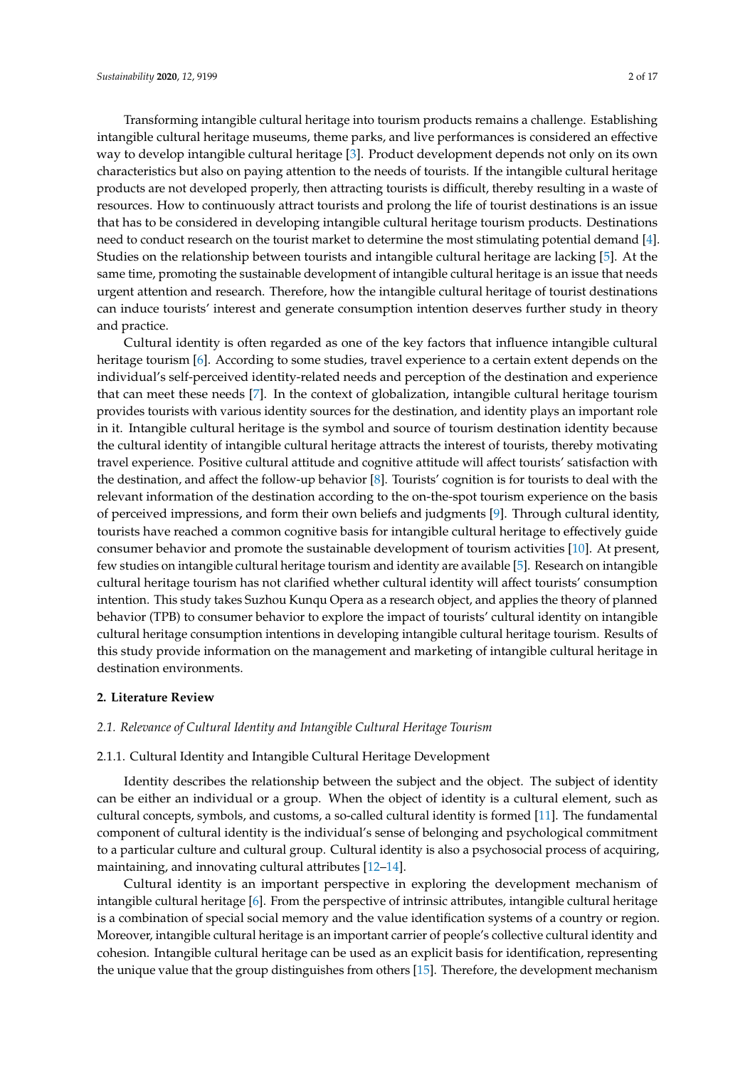Transforming intangible cultural heritage into tourism products remains a challenge. Establishing intangible cultural heritage museums, theme parks, and live performances is considered an effective way to develop intangible cultural heritage [3]. Product development depends not only on its own characteristics but also on paying attention to the needs of tourists. If the intangible cultural heritage products are not developed properly, then attracting tourists is difficult, thereby resulting in a waste of resources. How to continuously attract tourists and prolong the life of tourist destinations is an issue that has to be considered in developing intangible cultural heritage tourism products. Destinations need to conduct research on the tourist market to determine the most stimulating potential demand [4]. Studies on the relationship between tourists and intangible cultural heritage are lacking [5]. At the same time, promoting the sustainable development of intangible cultural heritage is an issue that needs urgent attention and research. Therefore, how the intangible cultural heritage of tourist destinations can induce tourists' interest and generate consumption intention deserves further study in theory and practice.

Cultural identity is often regarded as one of the key factors that influence intangible cultural heritage tourism [6]. According to some studies, travel experience to a certain extent depends on the individual's self-perceived identity-related needs and perception of the destination and experience that can meet these needs [7]. In the context of globalization, intangible cultural heritage tourism provides tourists with various identity sources for the destination, and identity plays an important role in it. Intangible cultural heritage is the symbol and source of tourism destination identity because the cultural identity of intangible cultural heritage attracts the interest of tourists, thereby motivating travel experience. Positive cultural attitude and cognitive attitude will affect tourists' satisfaction with the destination, and affect the follow-up behavior [8]. Tourists' cognition is for tourists to deal with the relevant information of the destination according to the on-the-spot tourism experience on the basis of perceived impressions, and form their own beliefs and judgments [9]. Through cultural identity, tourists have reached a common cognitive basis for intangible cultural heritage to effectively guide consumer behavior and promote the sustainable development of tourism activities [10]. At present, few studies on intangible cultural heritage tourism and identity are available [5]. Research on intangible cultural heritage tourism has not clarified whether cultural identity will affect tourists' consumption intention. This study takes Suzhou Kunqu Opera as a research object, and applies the theory of planned behavior (TPB) to consumer behavior to explore the impact of tourists' cultural identity on intangible cultural heritage consumption intentions in developing intangible cultural heritage tourism. Results of this study provide information on the management and marketing of intangible cultural heritage in destination environments.

## 2. Literature Review

### *2.1. Relevance of Cultural Identity and Intangible Cultural Heritage Tourism*

#### 2.1.1. Cultural Identity and Intangible Cultural Heritage Development

Identity describes the relationship between the subject and the object. The subject of identity can be either an individual or a group. When the object of identity is a cultural element, such as cultural concepts, symbols, and customs, a so-called cultural identity is formed [11]. The fundamental component of cultural identity is the individual's sense of belonging and psychological commitment to a particular culture and cultural group. Cultural identity is also a psychosocial process of acquiring, maintaining, and innovating cultural attributes [12–14].

Cultural identity is an important perspective in exploring the development mechanism of intangible cultural heritage [6]. From the perspective of intrinsic attributes, intangible cultural heritage is a combination of special social memory and the value identification systems of a country or region. Moreover, intangible cultural heritage is an important carrier of people's collective cultural identity and cohesion. Intangible cultural heritage can be used as an explicit basis for identification, representing the unique value that the group distinguishes from others [15]. Therefore, the development mechanism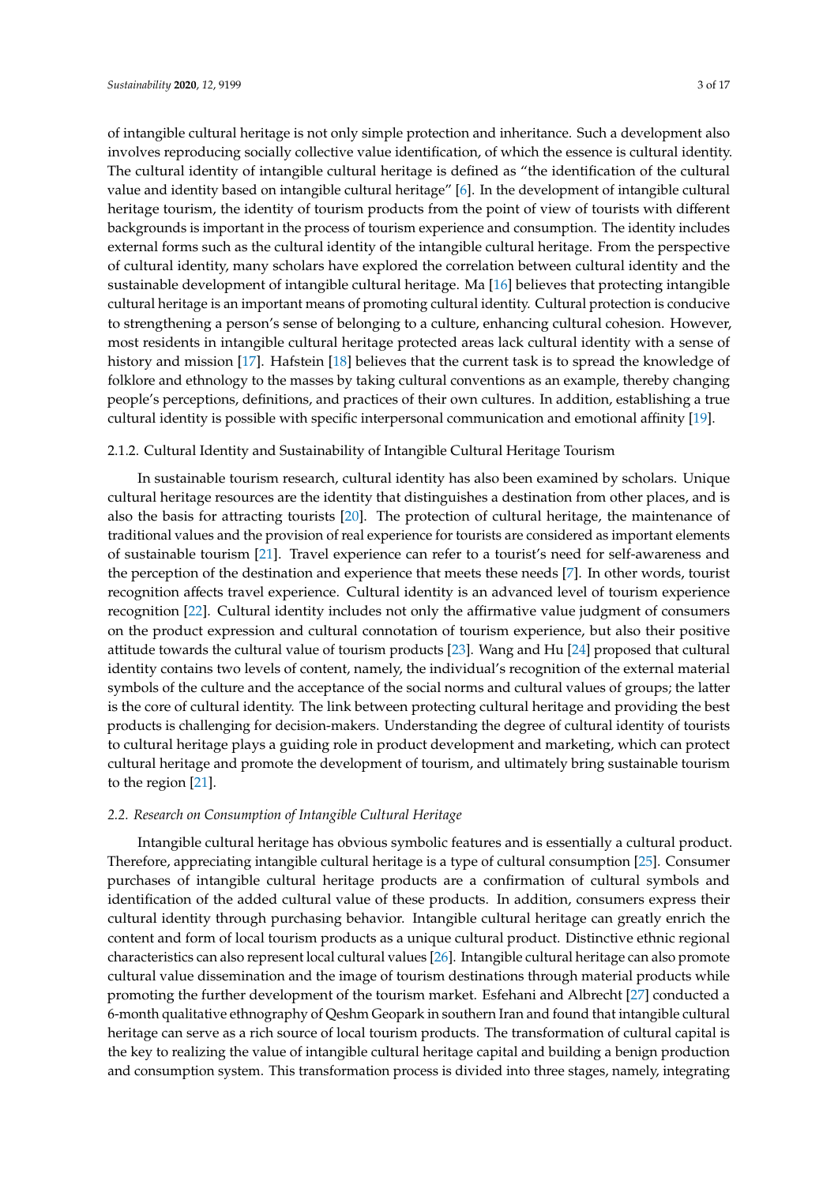of intangible cultural heritage is not only simple protection and inheritance. Such a development also involves reproducing socially collective value identification, of which the essence is cultural identity. The cultural identity of intangible cultural heritage is defined as "the identification of the cultural value and identity based on intangible cultural heritage" [6]. In the development of intangible cultural heritage tourism, the identity of tourism products from the point of view of tourists with different backgrounds is important in the process of tourism experience and consumption. The identity includes external forms such as the cultural identity of the intangible cultural heritage. From the perspective of cultural identity, many scholars have explored the correlation between cultural identity and the sustainable development of intangible cultural heritage. Ma [16] believes that protecting intangible cultural heritage is an important means of promoting cultural identity. Cultural protection is conducive to strengthening a person's sense of belonging to a culture, enhancing cultural cohesion. However, most residents in intangible cultural heritage protected areas lack cultural identity with a sense of history and mission [17]. Hafstein [18] believes that the current task is to spread the knowledge of folklore and ethnology to the masses by taking cultural conventions as an example, thereby changing people's perceptions, definitions, and practices of their own cultures. In addition, establishing a true cultural identity is possible with specific interpersonal communication and emotional affinity [19].

#### 2.1.2. Cultural Identity and Sustainability of Intangible Cultural Heritage Tourism

In sustainable tourism research, cultural identity has also been examined by scholars. Unique cultural heritage resources are the identity that distinguishes a destination from other places, and is also the basis for attracting tourists [20]. The protection of cultural heritage, the maintenance of traditional values and the provision of real experience for tourists are considered as important elements of sustainable tourism [21]. Travel experience can refer to a tourist's need for self-awareness and the perception of the destination and experience that meets these needs [7]. In other words, tourist recognition affects travel experience. Cultural identity is an advanced level of tourism experience recognition [22]. Cultural identity includes not only the affirmative value judgment of consumers on the product expression and cultural connotation of tourism experience, but also their positive attitude towards the cultural value of tourism products [23]. Wang and Hu [24] proposed that cultural identity contains two levels of content, namely, the individual's recognition of the external material symbols of the culture and the acceptance of the social norms and cultural values of groups; the latter is the core of cultural identity. The link between protecting cultural heritage and providing the best products is challenging for decision-makers. Understanding the degree of cultural identity of tourists to cultural heritage plays a guiding role in product development and marketing, which can protect cultural heritage and promote the development of tourism, and ultimately bring sustainable tourism to the region [21].

### *2.2. Research on Consumption of Intangible Cultural Heritage*

Intangible cultural heritage has obvious symbolic features and is essentially a cultural product. Therefore, appreciating intangible cultural heritage is a type of cultural consumption [25]. Consumer purchases of intangible cultural heritage products are a confirmation of cultural symbols and identification of the added cultural value of these products. In addition, consumers express their cultural identity through purchasing behavior. Intangible cultural heritage can greatly enrich the content and form of local tourism products as a unique cultural product. Distinctive ethnic regional characteristics can also represent local cultural values [26]. Intangible cultural heritage can also promote cultural value dissemination and the image of tourism destinations through material products while promoting the further development of the tourism market. Esfehani and Albrecht [27] conducted a 6-month qualitative ethnography of Qeshm Geopark in southern Iran and found that intangible cultural heritage can serve as a rich source of local tourism products. The transformation of cultural capital is the key to realizing the value of intangible cultural heritage capital and building a benign production and consumption system. This transformation process is divided into three stages, namely, integrating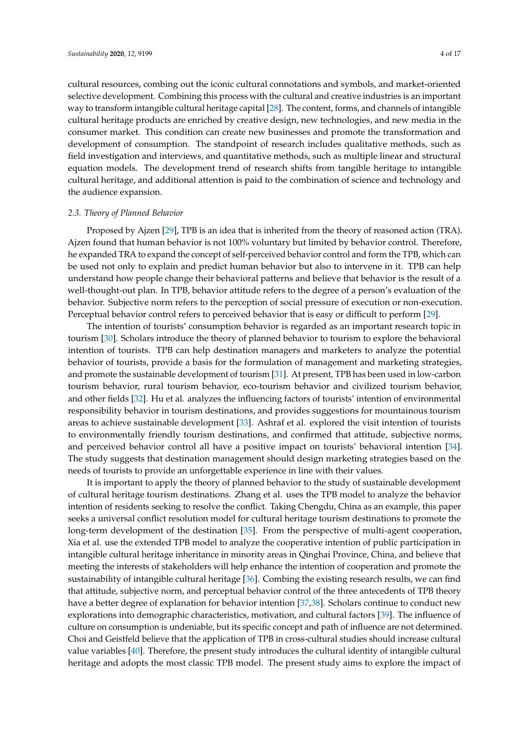cultural resources, combing out the iconic cultural connotations and symbols, and market-oriented selective development. Combining this process with the cultural and creative industries is an important way to transform intangible cultural heritage capital [28]. The content, forms, and channels of intangible cultural heritage products are enriched by creative design, new technologies, and new media in the consumer market. This condition can create new businesses and promote the transformation and development of consumption. The standpoint of research includes qualitative methods, such as field investigation and interviews, and quantitative methods, such as multiple linear and structural equation models. The development trend of research shifts from tangible heritage to intangible cultural heritage, and additional attention is paid to the combination of science and technology and the audience expansion.

### *2.3. Theory of Planned Behavior*

Proposed by Ajzen [29], TPB is an idea that is inherited from the theory of reasoned action (TRA). Ajzen found that human behavior is not 100% voluntary but limited by behavior control. Therefore, he expanded TRA to expand the concept of self-perceived behavior control and form the TPB, which can be used not only to explain and predict human behavior but also to intervene in it. TPB can help understand how people change their behavioral patterns and believe that behavior is the result of a well-thought-out plan. In TPB, behavior attitude refers to the degree of a person's evaluation of the behavior. Subjective norm refers to the perception of social pressure of execution or non-execution. Perceptual behavior control refers to perceived behavior that is easy or difficult to perform [29].

The intention of tourists' consumption behavior is regarded as an important research topic in tourism [30]. Scholars introduce the theory of planned behavior to tourism to explore the behavioral intention of tourists. TPB can help destination managers and marketers to analyze the potential behavior of tourists, provide a basis for the formulation of management and marketing strategies, and promote the sustainable development of tourism [31]. At present, TPB has been used in low-carbon tourism behavior, rural tourism behavior, eco-tourism behavior and civilized tourism behavior, and other fields [32]. Hu et al. analyzes the influencing factors of tourists' intention of environmental responsibility behavior in tourism destinations, and provides suggestions for mountainous tourism areas to achieve sustainable development [33]. Ashraf et al. explored the visit intention of tourists to environmentally friendly tourism destinations, and confirmed that attitude, subjective norms, and perceived behavior control all have a positive impact on tourists' behavioral intention [34]. The study suggests that destination management should design marketing strategies based on the needs of tourists to provide an unforgettable experience in line with their values.

It is important to apply the theory of planned behavior to the study of sustainable development of cultural heritage tourism destinations. Zhang et al. uses the TPB model to analyze the behavior intention of residents seeking to resolve the conflict. Taking Chengdu, China as an example, this paper seeks a universal conflict resolution model for cultural heritage tourism destinations to promote the long-term development of the destination [35]. From the perspective of multi-agent cooperation, Xia et al. use the extended TPB model to analyze the cooperative intention of public participation in intangible cultural heritage inheritance in minority areas in Qinghai Province, China, and believe that meeting the interests of stakeholders will help enhance the intention of cooperation and promote the sustainability of intangible cultural heritage [36]. Combing the existing research results, we can find that attitude, subjective norm, and perceptual behavior control of the three antecedents of TPB theory have a better degree of explanation for behavior intention [37,38]. Scholars continue to conduct new explorations into demographic characteristics, motivation, and cultural factors [39]. The influence of culture on consumption is undeniable, but its specific concept and path of influence are not determined. Choi and Geistfeld believe that the application of TPB in cross-cultural studies should increase cultural value variables [40]. Therefore, the present study introduces the cultural identity of intangible cultural heritage and adopts the most classic TPB model. The present study aims to explore the impact of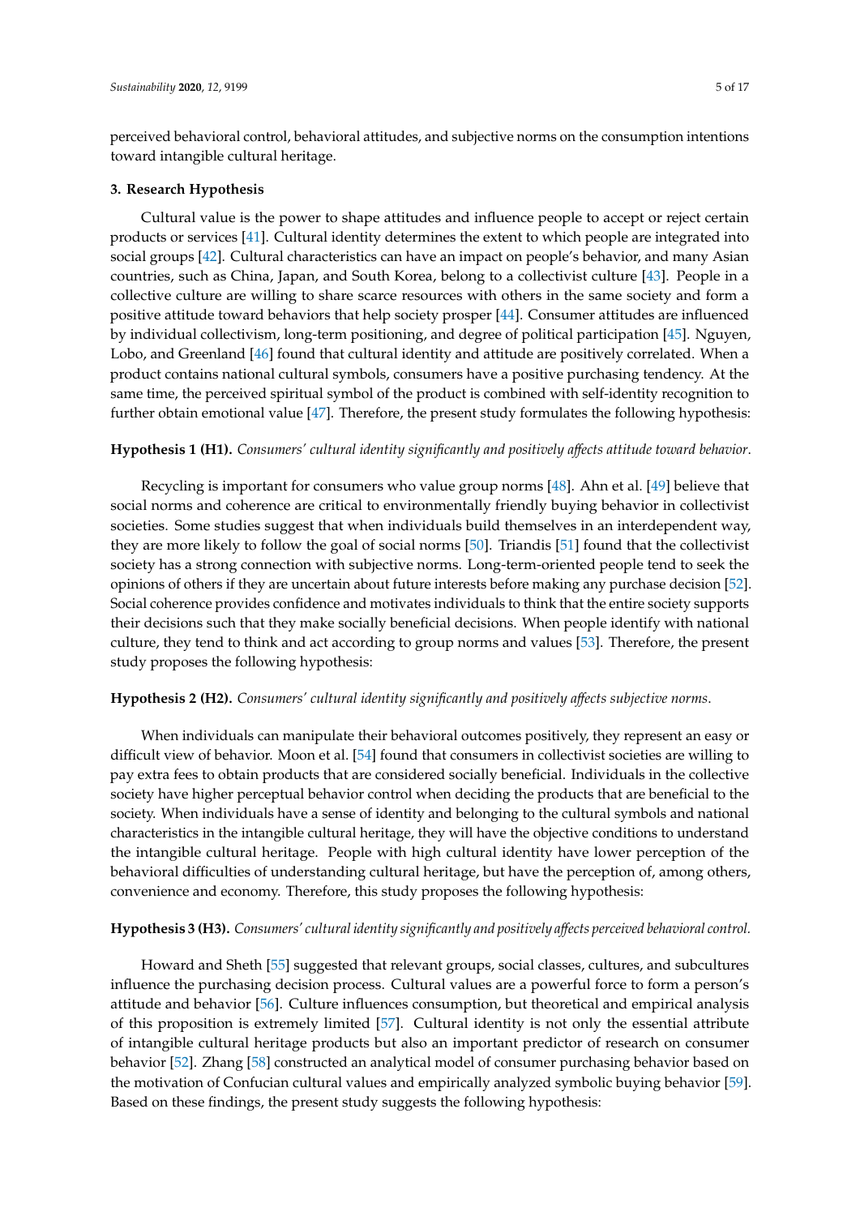perceived behavioral control, behavioral attitudes, and subjective norms on the consumption intentions toward intangible cultural heritage.

## 3. Research Hypothesis

Cultural value is the power to shape attitudes and influence people to accept or reject certain products or services [41]. Cultural identity determines the extent to which people are integrated into social groups [42]. Cultural characteristics can have an impact on people's behavior, and many Asian countries, such as China, Japan, and South Korea, belong to a collectivist culture [43]. People in a collective culture are willing to share scarce resources with others in the same society and form a positive attitude toward behaviors that help society prosper [44]. Consumer attitudes are influenced by individual collectivism, long-term positioning, and degree of political participation [45]. Nguyen, Lobo, and Greenland [46] found that cultural identity and attitude are positively correlated. When a product contains national cultural symbols, consumers have a positive purchasing tendency. At the same time, the perceived spiritual symbol of the product is combined with self-identity recognition to further obtain emotional value [47]. Therefore, the present study formulates the following hypothesis:

**Hypothesis 1 (H1).** *Consumers' cultural identity significantly and positively affects attitude toward behavior.*

Recycling is important for consumers who value group norms [48]. Ahn et al. [49] believe that social norms and coherence are critical to environmentally friendly buying behavior in collectivist societies. Some studies suggest that when individuals build themselves in an interdependent way, they are more likely to follow the goal of social norms [50]. Triandis [51] found that the collectivist society has a strong connection with subjective norms. Long-term-oriented people tend to seek the opinions of others if they are uncertain about future interests before making any purchase decision [52]. Social coherence provides confidence and motivates individuals to think that the entire society supports their decisions such that they make socially beneficial decisions. When people identify with national culture, they tend to think and act according to group norms and values [53]. Therefore, the present study proposes the following hypothesis:

**Hypothesis 2 (H2).** *Consumers' cultural identity significantly and positively affects subjective norms.*

When individuals can manipulate their behavioral outcomes positively, they represent an easy or difficult view of behavior. Moon et al. [54] found that consumers in collectivist societies are willing to pay extra fees to obtain products that are considered socially beneficial. Individuals in the collective society have higher perceptual behavior control when deciding the products that are beneficial to the society. When individuals have a sense of identity and belonging to the cultural symbols and national characteristics in the intangible cultural heritage, they will have the objective conditions to understand the intangible cultural heritage. People with high cultural identity have lower perception of the behavioral difficulties of understanding cultural heritage, but have the perception of, among others, convenience and economy. Therefore, this study proposes the following hypothesis:

**Hypothesis 3 (H3).** *Consumers' cultural identity significantly and positively affects perceived behavioral control.*

Howard and Sheth [55] suggested that relevant groups, social classes, cultures, and subcultures influence the purchasing decision process. Cultural values are a powerful force to form a person's attitude and behavior [56]. Culture influences consumption, but theoretical and empirical analysis of this proposition is extremely limited [57]. Cultural identity is not only the essential attribute of intangible cultural heritage products but also an important predictor of research on consumer behavior [52]. Zhang [58] constructed an analytical model of consumer purchasing behavior based on the motivation of Confucian cultural values and empirically analyzed symbolic buying behavior [59]. Based on these findings, the present study suggests the following hypothesis: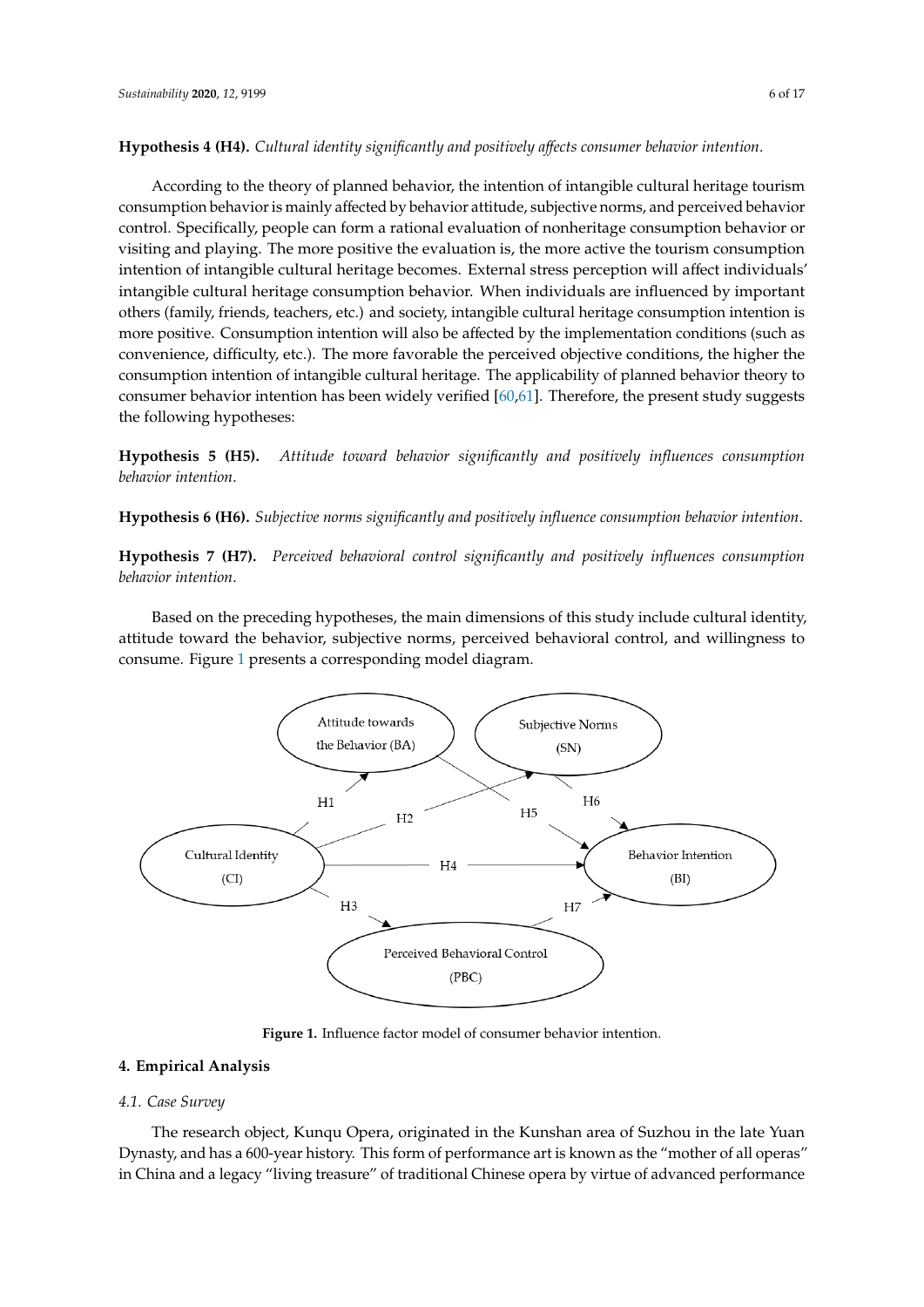**Hypothesis 4 (H4).** *Cultural identity significantly and positively affects consumer behavior intention.*

According to the theory of planned behavior, the intention of intangible cultural heritage tourism consumption behavior is mainly affected by behavior attitude, subjective norms, and perceived behavior control. Specifically, people can form a rational evaluation of nonheritage consumption behavior or visiting and playing. The more positive the evaluation is, the more active the tourism consumption intention of intangible cultural heritage becomes. External stress perception will affect individuals' intangible cultural heritage consumption behavior. When individuals are influenced by important others (family, friends, teachers, etc.) and society, intangible cultural heritage consumption intention is more positive. Consumption intention will also be affected by the implementation conditions (such as convenience, difficulty, etc.). The more favorable the perceived objective conditions, the higher the consumption intention of intangible cultural heritage. The applicability of planned behavior theory to consumer behavior intention has been widely verified [60,61]. Therefore, the present study suggests the following hypotheses:

**Hypothesis 5 (H5).** *Attitude toward behavior significantly and positively influences consumption behavior intention.*

**Hypothesis 6 (H6).** *Subjective norms significantly and positively influence consumption behavior intention.*

**Hypothesis 7 (H7).** *Perceived behavioral control significantly and positively influences consumption behavior intention.*

Based on the preceding hypotheses, the main dimensions of this study include cultural identity, attitude toward the behavior, subjective norms, perceived behavioral control, and willingness to consume. Figure 1 presents a corresponding model diagram.

**Figure 1.** Influence factor model of consumer behavior intention.

## 4. Empirical Analysis

### 4.1. Case Survey

The research object, Kunqu Opera, originated in the Kunshan area of Suzhou in the late Yuan Dynasty, and has a 600-year history. This form of performance art is known as the "mother of all operas" in China and a legacy "living treasure" of traditional Chinese opera by virtue of advanced performance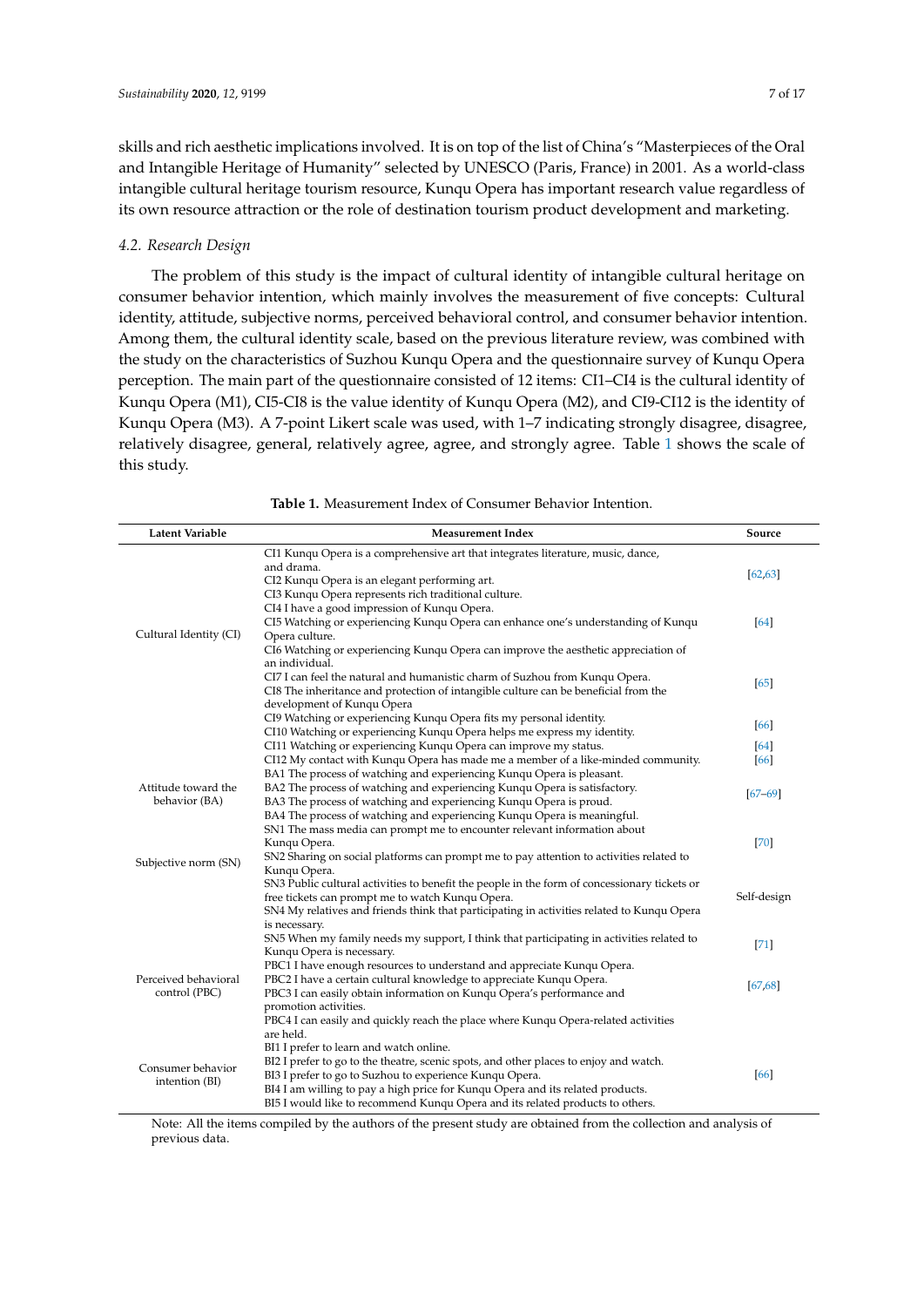skills and rich aesthetic implications involved. It is on top of the list of China's "Masterpieces of the Oral and Intangible Heritage of Humanity" selected by UNESCO (Paris, France) in 2001. As a world-class intangible cultural heritage tourism resource, Kunqu Opera has important research value regardless of its own resource attraction or the role of destination tourism product development and marketing.

### 4.2. Research Design

The problem of this study is the impact of cultural identity of intangible cultural heritage on consumer behavior intention, which mainly involves the measurement of five concepts: Cultural identity, attitude, subjective norms, perceived behavioral control, and consumer behavior intention. Among them, the cultural identity scale, based on the previous literature review, was combined with the study on the characteristics of Suzhou Kunqu Opera and the questionnaire survey of Kunqu Opera perception. The main part of the questionnaire consisted of 12 items: CI1–CI4 is the cultural identity of Kunqu Opera (M1), CI5-CI8 is the value identity of Kunqu Opera (M2), and CI9-CI12 is the identity of Kunqu Opera (M3). A 7-point Likert scale was used, with 1–7 indicating strongly disagree, disagree, relatively disagree, general, relatively agree, agree, and strongly agree. Table 1 shows the scale of this study.

**Table 1.** Measurement Index of Consumer Behavior Intention.

| Latent Variable | Measurement Index | Source |
|---|---|---|
| Cultural Identity (CI) | CI1 Kunqu Opera is a comprehensive art that integrates literature, music, dance, and drama. | [62,63] |
| | CI2 Kunqu Opera is an elegant performing art. | |
| | CI3 Kunqu Opera represents rich traditional culture. | |
| | CI4 I have a good impression of Kunqu Opera. | |
| | CI5 Watching or experiencing Kunqu Opera can enhance one's understanding of Kunqu Opera culture. | [64] |
| | CI6 Watching or experiencing Kunqu Opera can improve the aesthetic appreciation of an individual. | |
| | CI7 I can feel the natural and humanistic charm of Suzhou from Kunqu Opera. | [65] |
| | CI8 The inheritance and protection of intangible culture can be beneficial from the development of Kunqu Opera | |
| | CI9 Watching or experiencing Kunqu Opera fits my personal identity. | [66] |
| | CI10 Watching or experiencing Kunqu Opera helps me express my identity. | |
| | CI11 Watching or experiencing Kunqu Opera can improve my status. | [64] |
| | CI12 My contact with Kunqu Opera has made me a member of a like-minded community. | [66] |
| Attitude toward the behavior (BA) | BA1 The process of watching and experiencing Kunqu Opera is pleasant. | [67–69] |
| | BA2 The process of watching and experiencing Kunqu Opera is satisfactory. | |
| | BA3 The process of watching and experiencing Kunqu Opera is proud. | |
| | BA4 The process of watching and experiencing Kunqu Opera is meaningful. | |
| Subjective norm (SN) | SN1 The mass media can prompt me to encounter relevant information about Kunqu Opera. | [70] |
| | SN2 Sharing on social platforms can prompt me to pay attention to activities related to Kunqu Opera. | |
| | SN3 Public cultural activities to benefit the people in the form of concessionary tickets or free tickets can prompt me to watch Kunqu Opera. | Self-design |
| | SN4 My relatives and friends think that participating in activities related to Kunqu Opera is necessary. | |
| | SN5 When my family needs my support, I think that participating in activities related to Kunqu Opera is necessary. | [71] |
| Perceived behavioral control (PBC) | PBC1 I have enough resources to understand and appreciate Kunqu Opera. | [67,68] |
| | PBC2 I have a certain cultural knowledge to appreciate Kunqu Opera. | |
| | PBC3 I can easily obtain information on Kunqu Opera's performance and promotion activities. | |
| | PBC4 I can easily and quickly reach the place where Kunqu Opera-related activities are held. | |
| Consumer behavior intention (BI) | BI1 I prefer to learn and watch online. | [66] |
| | BI2 I prefer to go to the theatre, scenic spots, and other places to enjoy and watch. | |
| | BI3 I prefer to go to Suzhou to experience Kunqu Opera. | |
| | BI4 I am willing to pay a high price for Kunqu Opera and its related products. | |
| | BI5 I would like to recommend Kunqu Opera and its related products to others. | |

Note: All the items compiled by the authors of the present study are obtained from the collection and analysis of previous data.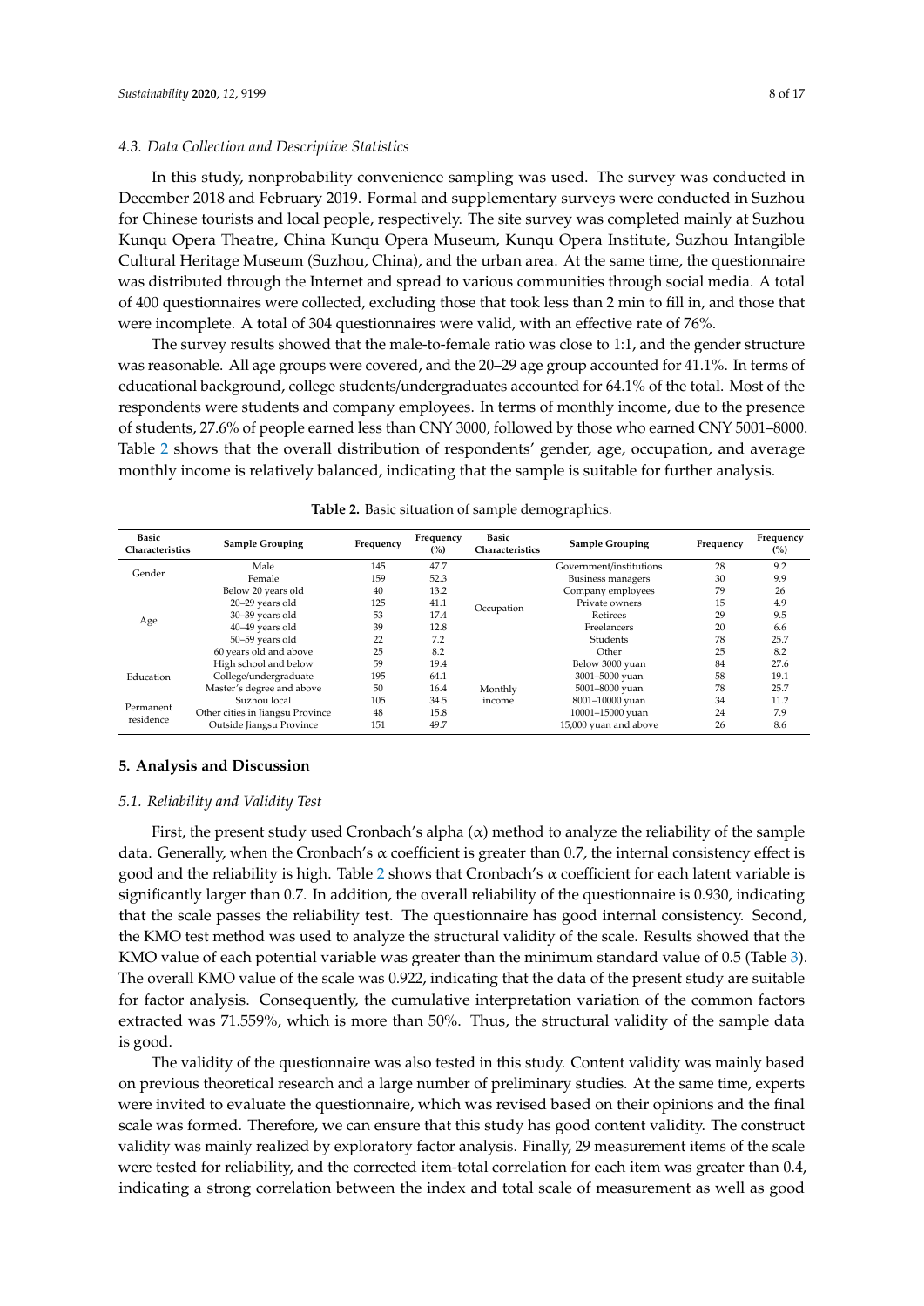### 4.3. Data Collection and Descriptive Statistics

In this study, nonprobability convenience sampling was used. The survey was conducted in December 2018 and February 2019. Formal and supplementary surveys were conducted in Suzhou for Chinese tourists and local people, respectively. The site survey was completed mainly at Suzhou Kunqu Opera Theatre, China Kunqu Opera Museum, Kunqu Opera Institute, Suzhou Intangible Cultural Heritage Museum (Suzhou, China), and the urban area. At the same time, the questionnaire was distributed through the Internet and spread to various communities through social media. A total of 400 questionnaires were collected, excluding those that took less than 2 min to fill in, and those that were incomplete. A total of 304 questionnaires were valid, with an effective rate of 76%.

The survey results showed that the male-to-female ratio was close to 1:1, and the gender structure was reasonable. All age groups were covered, and the 20–29 age group accounted for 41.1%. In terms of educational background, college students/undergraduates accounted for 64.1% of the total. Most of the respondents were students and company employees. In terms of monthly income, due to the presence of students, 27.6% of people earned less than CNY 3000, followed by those who earned CNY 5001–8000. Table 2 shows that the overall distribution of respondents' gender, age, occupation, and average monthly income is relatively balanced, indicating that the sample is suitable for further analysis.

**Table 2.** Basic situation of sample demographics.

| Basic Characteristics | Sample Grouping | Frequency | Frequency (%) | Basic Characteristics | Sample Grouping | Frequency | Frequency (%) |
|---|---|---|---|---|---|---|---|
| Gender | Male | 145 | 47.7 | Occupation | Government/institutions | 28 | 9.2 |
| | Female | 159 | 52.3 | | Business managers | 30 | 9.9 |
| Age | Below 20 years old | 40 | 13.2 | | Company employees | 79 | 26 |
| | 20–29 years old | 125 | 41.1 | | Private owners | 15 | 4.9 |
| | 30–39 years old | 53 | 17.4 | | Retirees | 29 | 9.5 |
| | 40–49 years old | 39 | 12.8 | | Freelancers | 20 | 6.6 |
| | 50–59 years old | 22 | 7.2 | | Students | 78 | 25.7 |
| | 60 years old and above | 25 | 8.2 | | Other | 25 | 8.2 |
| Education | High school and below | 59 | 19.4 | Monthly income | Below 3000 yuan | 84 | 27.6 |
| | College/undergraduate | 195 | 64.1 | | 3001–5000 yuan | 58 | 19.1 |
| | Master's degree and above | 50 | 16.4 | | 5001–8000 yuan | 78 | 25.7 |
| Permanent residence | Suzhou local | 105 | 34.5 | | 8001–10000 yuan | 34 | 11.2 |
| | Other cities in Jiangsu Province | 48 | 15.8 | | 10001–15000 yuan | 24 | 7.9 |
| | Outside Jiangsu Province | 151 | 49.7 | | 15,000 yuan and above | 26 | 8.6 |

## 5. Analysis and Discussion

### 5.1. Reliability and Validity Test

First, the present study used Cronbach's alpha (α) method to analyze the reliability of the sample data. Generally, when the Cronbach's α coefficient is greater than 0.7, the internal consistency effect is good and the reliability is high. Table 2 shows that Cronbach's α coefficient for each latent variable is significantly larger than 0.7. In addition, the overall reliability of the questionnaire is 0.930, indicating that the scale passes the reliability test. The questionnaire has good internal consistency. Second, the KMO test method was used to analyze the structural validity of the scale. Results showed that the KMO value of each potential variable was greater than the minimum standard value of 0.5 (Table 3). The overall KMO value of the scale was 0.922, indicating that the data of the present study are suitable for factor analysis. Consequently, the cumulative interpretation variation of the common factors extracted was 71.559%, which is more than 50%. Thus, the structural validity of the sample data is good.

The validity of the questionnaire was also tested in this study. Content validity was mainly based on previous theoretical research and a large number of preliminary studies. At the same time, experts were invited to evaluate the questionnaire, which was revised based on their opinions and the final scale was formed. Therefore, we can ensure that this study has good content validity. The construct validity was mainly realized by exploratory factor analysis. Finally, 29 measurement items of the scale were tested for reliability, and the corrected item-total correlation for each item was greater than 0.4, indicating a strong correlation between the index and total scale of measurement as well as good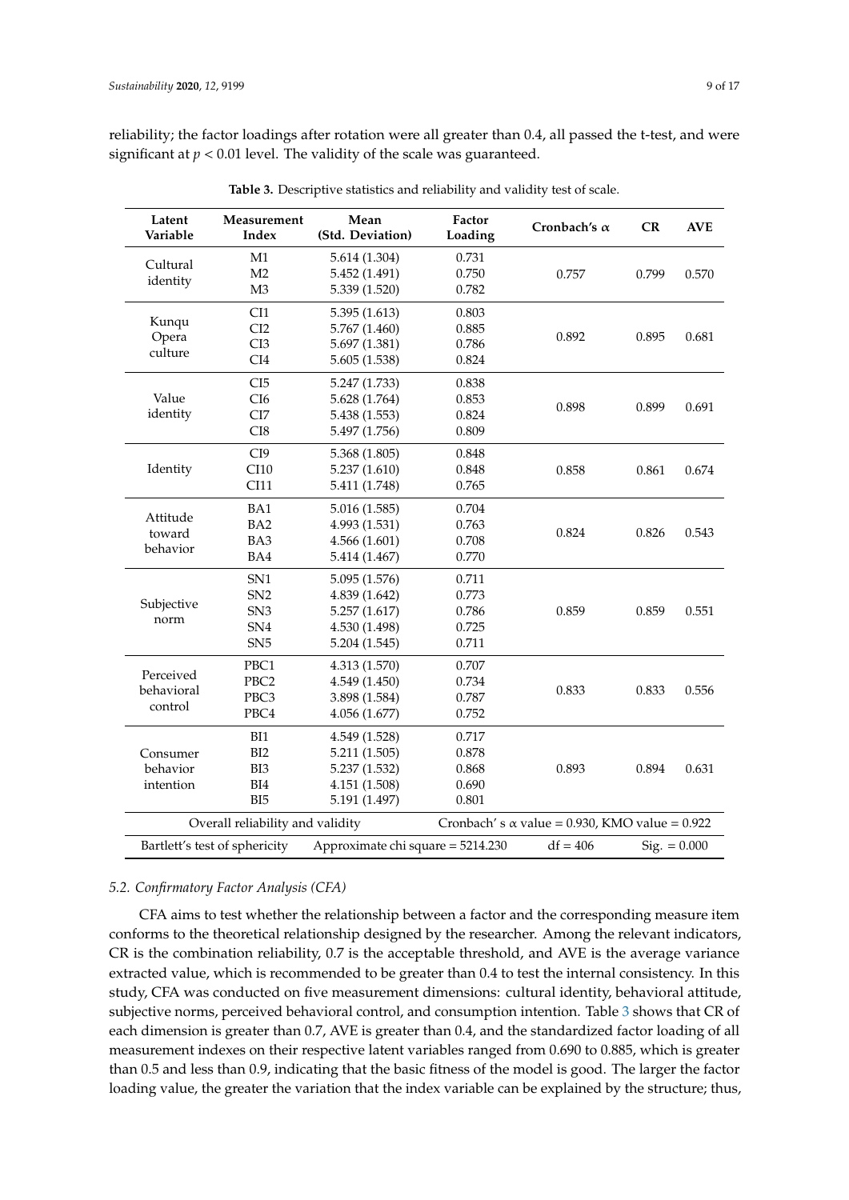reliability; the factor loadings after rotation were all greater than 0.4, all passed the t-test, and were significant at $p < 0.01$ level. The validity of the scale was guaranteed.

**Table 3.** Descriptive statistics and reliability and validity test of scale.

| Latent Variable | Measurement Index | Mean (Std. Deviation) | Factor Loading | Cronbach's α | CR | AVE |
|---|---|---|---|---|---|---|
| Cultural identity | M1 | 5.614 (1.304) | 0.731 | 0.757 | 0.799 | 0.570 |
| | M2 | 5.452 (1.491) | 0.750 | | | |
| | M3 | 5.339 (1.520) | 0.782 | | | |
| Kunqu Opera culture | CI1 | 5.395 (1.613) | 0.803 | 0.892 | 0.895 | 0.681 |
| | CI2 | 5.767 (1.460) | 0.885 | | | |
| | CI3 | 5.697 (1.381) | 0.786 | | | |
| | CI4 | 5.605 (1.538) | 0.824 | | | |
| Value identity | CI5 | 5.247 (1.733) | 0.838 | 0.898 | 0.899 | 0.691 |
| | CI6 | 5.628 (1.764) | 0.853 | | | |
| | CI7 | 5.438 (1.553) | 0.824 | | | |
| | CI8 | 5.497 (1.756) | 0.809 | | | |
| Identity | CI9 | 5.368 (1.805) | 0.848 | 0.858 | 0.861 | 0.674 |
| | CI10 | 5.237 (1.610) | 0.848 | | | |
| | CI11 | 5.411 (1.748) | 0.765 | | | |
| Attitude toward behavior | BA1 | 5.016 (1.585) | 0.704 | 0.824 | 0.826 | 0.543 |
| | BA2 | 4.993 (1.531) | 0.763 | | | |
| | BA3 | 4.566 (1.601) | 0.708 | | | |
| | BA4 | 5.414 (1.467) | 0.770 | | | |
| Subjective norm | SN1 | 5.095 (1.576) | 0.711 | 0.859 | 0.859 | 0.551 |
| | SN2 | 4.839 (1.642) | 0.773 | | | |
| | SN3 | 5.257 (1.617) | 0.786 | | | |
| | SN4 | 4.530 (1.498) | 0.725 | | | |
| | SN5 | 5.204 (1.545) | 0.711 | | | |
| Perceived behavioral control | PBC1 | 4.313 (1.570) | 0.707 | 0.833 | 0.833 | 0.556 |
| | PBC2 | 4.549 (1.450) | 0.734 | | | |
| | PBC3 | 3.898 (1.584) | 0.787 | | | |
| | PBC4 | 4.056 (1.677) | 0.752 | | | |
| Consumer behavior intention | BI1 | 4.549 (1.528) | 0.717 | 0.893 | 0.894 | 0.631 |
| | BI2 | 5.211 (1.505) | 0.878 | | | |
| | BI3 | 5.237 (1.532) | 0.868 | | | |
| | BI4 | 4.151 (1.508) | 0.690 | | | |
| | BI5 | 5.191 (1.497) | 0.801 | | | |
| Overall reliability and validity | | | Cronbach' s α value = 0.930, KMO value = 0.922 | | | |
| Bartlett's test of sphericity | | Approximate chi square = 5214.230 | | df = 406 | | Sig. = 0.000 |

### 5.2. Confirmatory Factor Analysis (CFA)

CFA aims to test whether the relationship between a factor and the corresponding measure item conforms to the theoretical relationship designed by the researcher. Among the relevant indicators, CR is the combination reliability, 0.7 is the acceptable threshold, and AVE is the average variance extracted value, which is recommended to be greater than 0.4 to test the internal consistency. In this study, CFA was conducted on five measurement dimensions: cultural identity, behavioral attitude, subjective norms, perceived behavioral control, and consumption intention. Table 3 shows that CR of each dimension is greater than 0.7, AVE is greater than 0.4, and the standardized factor loading of all measurement indexes on their respective latent variables ranged from 0.690 to 0.885, which is greater than 0.5 and less than 0.9, indicating that the basic fitness of the model is good. The larger the factor loading value, the greater the variation that the index variable can be explained by the structure; thus,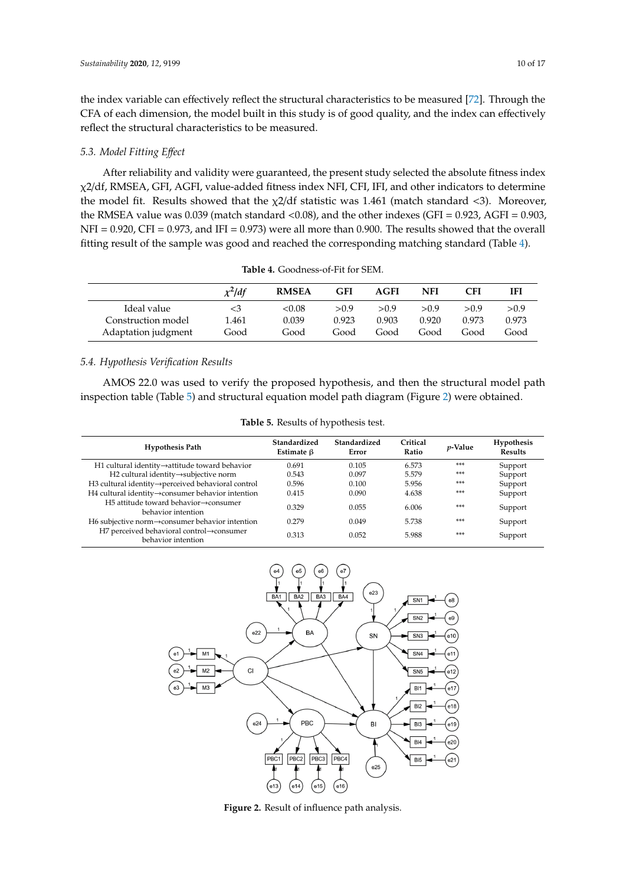the index variable can effectively reflect the structural characteristics to be measured [72]. Through the CFA of each dimension, the model built in this study is of good quality, and the index can effectively reflect the structural characteristics to be measured.

### 5.3. Model Fitting Effect

After reliability and validity were guaranteed, the present study selected the absolute fitness index $\chi 2/df$, RMSEA, GFI, AGFI, value-added fitness index NFI, CFI, IFI, and other indicators to determine the model fit. Results showed that the $\chi 2/df$ statistic was 1.461 (match standard <3). Moreover, the RMSEA value was 0.039 (match standard <0.08), and the other indexes (GFI = 0.923, AGFI = 0.903, NFI = 0.920, CFI = 0.973, and IFI = 0.973) were all more than 0.900. The results showed that the overall fitting result of the sample was good and reached the corresponding matching standard (Table 4).

**Table 4.** Goodness-of-Fit for SEM.

| | $\chi^2/df$ | RMSEA | GFI | AGFI | NFI | CFI | IFI |
|---|---|---|---|---|---|---|---|
| Ideal value | <3 | <0.08 | >0.9 | >0.9 | >0.9 | >0.9 | >0.9 |
| Construction model | 1.461 | 0.039 | 0.923 | 0.903 | 0.920 | 0.973 | 0.973 |
| Adaptation judgment | Good | Good | Good | Good | Good | Good | Good |

### 5.4. Hypothesis Verification Results

AMOS 22.0 was used to verify the proposed hypothesis, and then the structural model path inspection table (Table 5) and structural equation model path diagram (Figure 2) were obtained.

**Table 5.** Results of hypothesis test.

| Hypothesis Path | Standardized Estimate β | Standardized Error | Critical Ratio | p-Value | Hypothesis Results |
|---|---|---|---|---|---|
| H1 cultural identity→attitude toward behavior | 0.691 | 0.105 | 6.573 | *** | Support |
| H2 cultural identity→subjective norm | 0.543 | 0.097 | 5.579 | *** | Support |
| H3 cultural identity→perceived behavioral control | 0.596 | 0.100 | 5.956 | *** | Support |
| H4 cultural identity→consumer behavior intention | 0.415 | 0.090 | 4.638 | *** | Support |
| H5 attitude toward behavior→consumer behavior intention | 0.329 | 0.055 | 6.006 | *** | Support |
| H6 subjective norm→consumer behavior intention | 0.279 | 0.049 | 5.738 | *** | Support |
| H7 perceived behavioral control→consumer behavior intention | 0.313 | 0.052 | 5.988 | *** | Support |

**Figure 2.** Result of influence path analysis.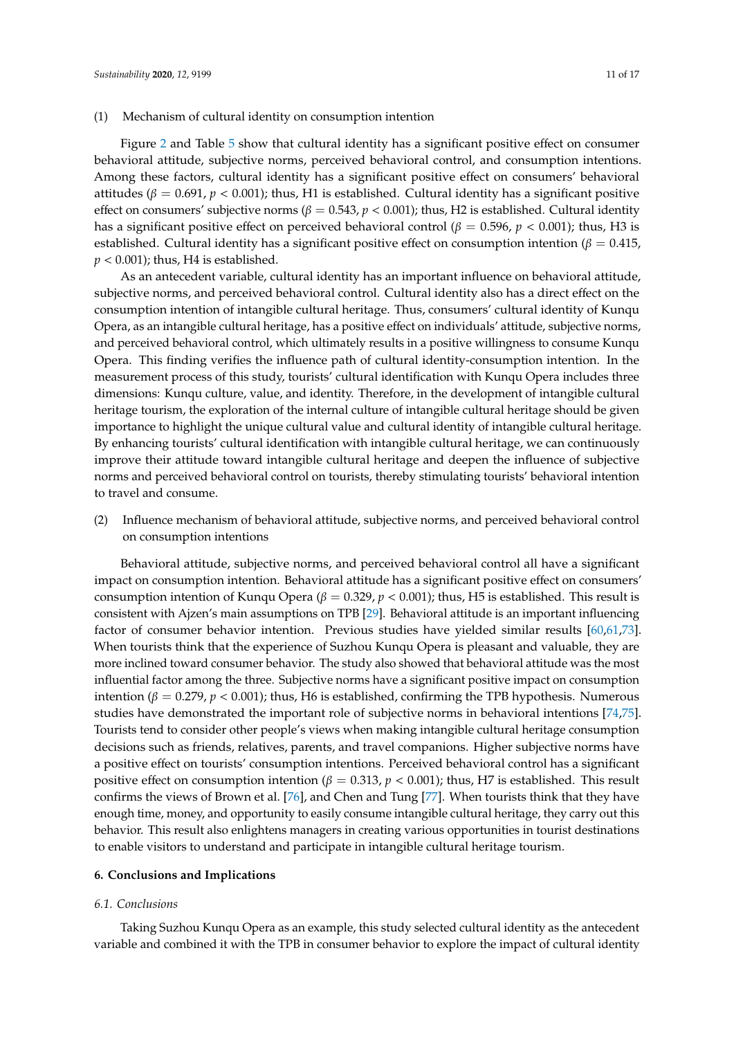(1) Mechanism of cultural identity on consumption intention

Figure 2 and Table 5 show that cultural identity has a significant positive effect on consumer behavioral attitude, subjective norms, perceived behavioral control, and consumption intentions. Among these factors, cultural identity has a significant positive effect on consumers' behavioral attitudes ($\beta = 0.691$, $p < 0.001$); thus, H1 is established. Cultural identity has a significant positive effect on consumers' subjective norms ($\beta = 0.543$, $p < 0.001$); thus, H2 is established. Cultural identity has a significant positive effect on perceived behavioral control ($\beta = 0.596$, $p < 0.001$); thus, H3 is established. Cultural identity has a significant positive effect on consumption intention ($\beta = 0.415$, $p < 0.001$); thus, H4 is established.

As an antecedent variable, cultural identity has an important influence on behavioral attitude, subjective norms, and perceived behavioral control. Cultural identity also has a direct effect on the consumption intention of intangible cultural heritage. Thus, consumers' cultural identity of Kunqu Opera, as an intangible cultural heritage, has a positive effect on individuals' attitude, subjective norms, and perceived behavioral control, which ultimately results in a positive willingness to consume Kunqu Opera. This finding verifies the influence path of cultural identity-consumption intention. In the measurement process of this study, tourists' cultural identification with Kunqu Opera includes three dimensions: Kunqu culture, value, and identity. Therefore, in the development of intangible cultural heritage tourism, the exploration of the internal culture of intangible cultural heritage should be given importance to highlight the unique cultural value and cultural identity of intangible cultural heritage. By enhancing tourists' cultural identification with intangible cultural heritage, we can continuously improve their attitude toward intangible cultural heritage and deepen the influence of subjective norms and perceived behavioral control on tourists, thereby stimulating tourists' behavioral intention to travel and consume.

(2) Influence mechanism of behavioral attitude, subjective norms, and perceived behavioral control on consumption intentions

Behavioral attitude, subjective norms, and perceived behavioral control all have a significant impact on consumption intention. Behavioral attitude has a significant positive effect on consumers' consumption intention of Kunqu Opera ($\beta = 0.329$, $p < 0.001$); thus, H5 is established. This result is consistent with Ajzen's main assumptions on TPB [29]. Behavioral attitude is an important influencing factor of consumer behavior intention. Previous studies have yielded similar results [60,61,73]. When tourists think that the experience of Suzhou Kunqu Opera is pleasant and valuable, they are more inclined toward consumer behavior. The study also showed that behavioral attitude was the most influential factor among the three. Subjective norms have a significant positive impact on consumption intention ($\beta = 0.279$, $p < 0.001$); thus, H6 is established, confirming the TPB hypothesis. Numerous studies have demonstrated the important role of subjective norms in behavioral intentions [74,75]. Tourists tend to consider other people's views when making intangible cultural heritage consumption decisions such as friends, relatives, parents, and travel companions. Higher subjective norms have a positive effect on tourists' consumption intentions. Perceived behavioral control has a significant positive effect on consumption intention ($\beta = 0.313$, $p < 0.001$); thus, H7 is established. This result confirms the views of Brown et al. [76], and Chen and Tung [77]. When tourists think that they have enough time, money, and opportunity to easily consume intangible cultural heritage, they carry out this behavior. This result also enlightens managers in creating various opportunities in tourist destinations to enable visitors to understand and participate in intangible cultural heritage tourism.

## 6. Conclusions and Implications

### *6.1. Conclusions*

Taking Suzhou Kunqu Opera as an example, this study selected cultural identity as the antecedent variable and combined it with the TPB in consumer behavior to explore the impact of cultural identity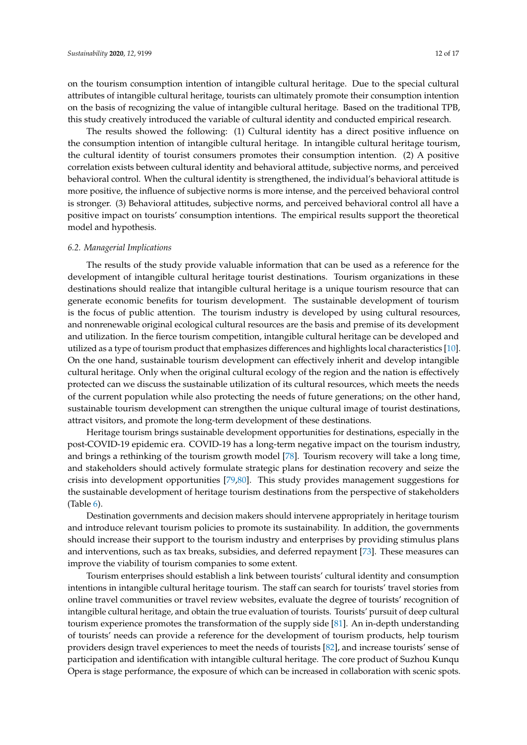on the tourism consumption intention of intangible cultural heritage. Due to the special cultural attributes of intangible cultural heritage, tourists can ultimately promote their consumption intention on the basis of recognizing the value of intangible cultural heritage. Based on the traditional TPB, this study creatively introduced the variable of cultural identity and conducted empirical research.

The results showed the following: (1) Cultural identity has a direct positive influence on the consumption intention of intangible cultural heritage. In intangible cultural heritage tourism, the cultural identity of tourist consumers promotes their consumption intention. (2) A positive correlation exists between cultural identity and behavioral attitude, subjective norms, and perceived behavioral control. When the cultural identity is strengthened, the individual's behavioral attitude is more positive, the influence of subjective norms is more intense, and the perceived behavioral control is stronger. (3) Behavioral attitudes, subjective norms, and perceived behavioral control all have a positive impact on tourists' consumption intentions. The empirical results support the theoretical model and hypothesis.

### *6.2. Managerial Implications*

The results of the study provide valuable information that can be used as a reference for the development of intangible cultural heritage tourist destinations. Tourism organizations in these destinations should realize that intangible cultural heritage is a unique tourism resource that can generate economic benefits for tourism development. The sustainable development of tourism is the focus of public attention. The tourism industry is developed by using cultural resources, and nonrenewable original ecological cultural resources are the basis and premise of its development and utilization. In the fierce tourism competition, intangible cultural heritage can be developed and utilized as a type of tourism product that emphasizes differences and highlights local characteristics [10]. On the one hand, sustainable tourism development can effectively inherit and develop intangible cultural heritage. Only when the original cultural ecology of the region and the nation is effectively protected can we discuss the sustainable utilization of its cultural resources, which meets the needs of the current population while also protecting the needs of future generations; on the other hand, sustainable tourism development can strengthen the unique cultural image of tourist destinations, attract visitors, and promote the long-term development of these destinations.

Heritage tourism brings sustainable development opportunities for destinations, especially in the post-COVID-19 epidemic era. COVID-19 has a long-term negative impact on the tourism industry, and brings a rethinking of the tourism growth model [78]. Tourism recovery will take a long time, and stakeholders should actively formulate strategic plans for destination recovery and seize the crisis into development opportunities [79,80]. This study provides management suggestions for the sustainable development of heritage tourism destinations from the perspective of stakeholders (Table 6).

Destination governments and decision makers should intervene appropriately in heritage tourism and introduce relevant tourism policies to promote its sustainability. In addition, the governments should increase their support to the tourism industry and enterprises by providing stimulus plans and interventions, such as tax breaks, subsidies, and deferred repayment [73]. These measures can improve the viability of tourism companies to some extent.

Tourism enterprises should establish a link between tourists' cultural identity and consumption intentions in intangible cultural heritage tourism. The staff can search for tourists' travel stories from online travel communities or travel review websites, evaluate the degree of tourists' recognition of intangible cultural heritage, and obtain the true evaluation of tourists. Tourists' pursuit of deep cultural tourism experience promotes the transformation of the supply side [81]. An in-depth understanding of tourists' needs can provide a reference for the development of tourism products, help tourism providers design travel experiences to meet the needs of tourists [82], and increase tourists' sense of participation and identification with intangible cultural heritage. The core product of Suzhou Kunqu Opera is stage performance, the exposure of which can be increased in collaboration with scenic spots.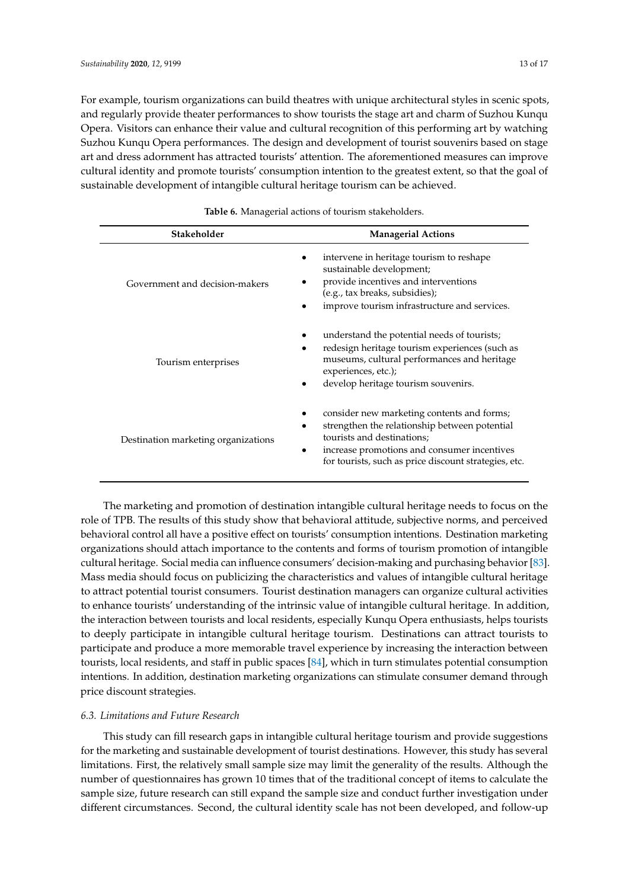For example, tourism organizations can build theatres with unique architectural styles in scenic spots, and regularly provide theater performances to show tourists the stage art and charm of Suzhou Kunqu Opera. Visitors can enhance their value and cultural recognition of this performing art by watching Suzhou Kunqu Opera performances. The design and development of tourist souvenirs based on stage art and dress adornment has attracted tourists' attention. The aforementioned measures can improve cultural identity and promote tourists' consumption intention to the greatest extent, so that the goal of sustainable development of intangible cultural heritage tourism can be achieved.

**Table 6.** Managerial actions of tourism stakeholders.

| Stakeholder | Managerial Actions |
| --- | --- |
| Government and decision-makers | • intervene in heritage tourism to reshape sustainable development;<br>• provide incentives and interventions (e.g., tax breaks, subsidies);<br>• improve tourism infrastructure and services. |
| Tourism enterprises | • understand the potential needs of tourists;<br>• redesign heritage tourism experiences (such as museums, cultural performances and heritage experiences, etc.);<br>• develop heritage tourism souvenirs. |
| Destination marketing organizations | • consider new marketing contents and forms;<br>• strengthen the relationship between potential tourists and destinations;<br>• increase promotions and consumer incentives for tourists, such as price discount strategies, etc. |

The marketing and promotion of destination intangible cultural heritage needs to focus on the role of TPB. The results of this study show that behavioral attitude, subjective norms, and perceived behavioral control all have a positive effect on tourists' consumption intentions. Destination marketing organizations should attach importance to the contents and forms of tourism promotion of intangible cultural heritage. Social media can influence consumers' decision-making and purchasing behavior [83]. Mass media should focus on publicizing the characteristics and values of intangible cultural heritage to attract potential tourist consumers. Tourist destination managers can organize cultural activities to enhance tourists' understanding of the intrinsic value of intangible cultural heritage. In addition, the interaction between tourists and local residents, especially Kunqu Opera enthusiasts, helps tourists to deeply participate in intangible cultural heritage tourism. Destinations can attract tourists to participate and produce a more memorable travel experience by increasing the interaction between tourists, local residents, and staff in public spaces [84], which in turn stimulates potential consumption intentions. In addition, destination marketing organizations can stimulate consumer demand through price discount strategies.

### *6.3. Limitations and Future Research*

This study can fill research gaps in intangible cultural heritage tourism and provide suggestions for the marketing and sustainable development of tourist destinations. However, this study has several limitations. First, the relatively small sample size may limit the generality of the results. Although the number of questionnaires has grown 10 times that of the traditional concept of items to calculate the sample size, future research can still expand the sample size and conduct further investigation under different circumstances. Second, the cultural identity scale has not been developed, and follow-up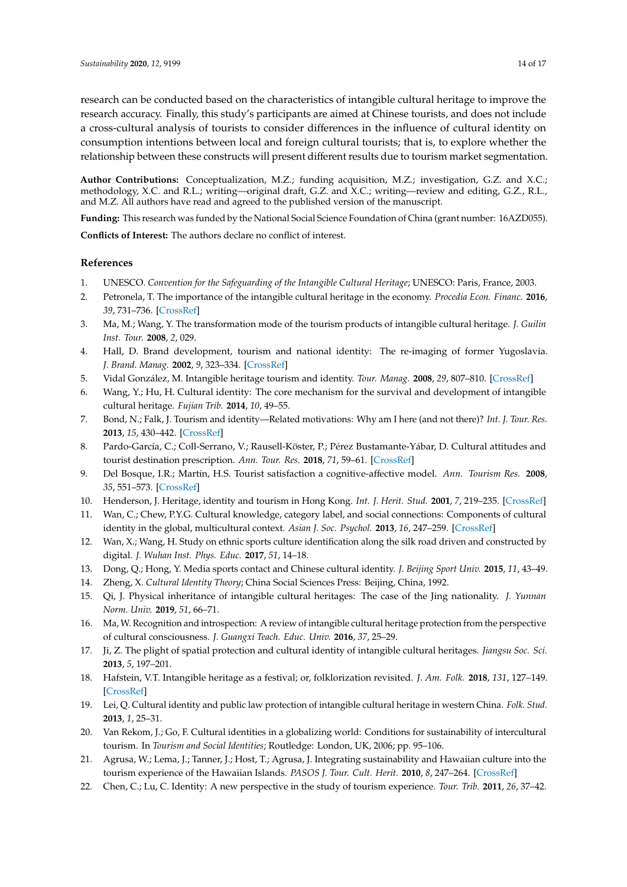research can be conducted based on the characteristics of intangible cultural heritage to improve the research accuracy. Finally, this study's participants are aimed at Chinese tourists, and does not include a cross-cultural analysis of tourists to consider differences in the influence of cultural identity on consumption intentions between local and foreign cultural tourists; that is, to explore whether the relationship between these constructs will present different results due to tourism market segmentation.

**Author Contributions:** Conceptualization, M.Z.; funding acquisition, M.Z.; investigation, G.Z. and X.C.; methodology, X.C. and R.L.; writing—original draft, G.Z. and X.C.; writing—review and editing, G.Z., R.L., and M.Z. All authors have read and agreed to the published version of the manuscript.

**Funding:** This research was funded by the National Social Science Foundation of China (grant number: 16AZD055).

**Conflicts of Interest:** The authors declare no conflict of interest.

## References

1. UNESCO. *Convention for the Safeguarding of the Intangible Cultural Heritage*; UNESCO: Paris, France, 2003.
2. Petronela, T. The importance of the intangible cultural heritage in the economy. *Procedia Econ. Financ.* **2016**, *39*, 731–736. [CrossRef]
3. Ma, M.; Wang, Y. The transformation mode of the tourism products of intangible cultural heritage. *J. Guilin Inst. Tour.* **2008**, *2*, 029.
4. Hall, D. Brand development, tourism and national identity: The re-imaging of former Yugoslavia. *J. Brand. Manag.* **2002**, *9*, 323–334. [CrossRef]
5. Vidal González, M. Intangible heritage tourism and identity. *Tour. Manag.* **2008**, *29*, 807–810. [CrossRef]
6. Wang, Y.; Hu, H. Cultural identity: The core mechanism for the survival and development of intangible cultural heritage. *Fujian Trib.* **2014**, *10*, 49–55.
7. Bond, N.; Falk, J. Tourism and identity—Related motivations: Why am I here (and not there)? *Int. J. Tour. Res.* **2013**, *15*, 430–442. [CrossRef]
8. Pardo-García, C.; Coll-Serrano, V.; Rausell-Köster, P.; Pérez Bustamante-Yábar, D. Cultural attitudes and tourist destination prescription. *Ann. Tour. Res.* **2018**, *71*, 59–61. [CrossRef]
9. Del Bosque, I.R.; Martín, H.S. Tourist satisfaction a cognitive-affective model. *Ann. Tourism Res.* **2008**, *35*, 551–573. [CrossRef]
10. Henderson, J. Heritage, identity and tourism in Hong Kong. *Int. J. Herit. Stud.* **2001**, *7*, 219–235. [CrossRef]
11. Wan, C.; Chew, P.Y.G. Cultural knowledge, category label, and social connections: Components of cultural identity in the global, multicultural context. *Asian J. Soc. Psychol.* **2013**, *16*, 247–259. [CrossRef]
12. Wan, X.; Wang, H. Study on ethnic sports culture identification along the silk road driven and constructed by digital. *J. Wuhan Inst. Phys. Educ.* **2017**, *51*, 14–18.
13. Dong, Q.; Hong, Y. Media sports contact and Chinese cultural identity. *J. Beijing Sport Univ.* **2015**, *11*, 43–49.
14. Zheng, X. *Cultural Identity Theory*; China Social Sciences Press: Beijing, China, 1992.
15. Qi, J. Physical inheritance of intangible cultural heritages: The case of the Jing nationality. *J. Yunnan Norm. Univ.* **2019**, *51*, 66–71.
16. Ma, W. Recognition and introspection: A review of intangible cultural heritage protection from the perspective of cultural consciousness. *J. Guangxi Teach. Educ. Univ.* **2016**, *37*, 25–29.
17. Ji, Z. The plight of spatial protection and cultural identity of intangible cultural heritages. *Jiangsu Soc. Sci.* **2013**, *5*, 197–201.
18. Hafstein, V.T. Intangible heritage as a festival; or, folklorization revisited. *J. Am. Folk.* **2018**, *131*, 127–149. [CrossRef]
19. Lei, Q. Cultural identity and public law protection of intangible cultural heritage in western China. *Folk. Stud.* **2013**, *1*, 25–31.
20. Van Rekom, J.; Go, F. Cultural identities in a globalizing world: Conditions for sustainability of intercultural tourism. In *Tourism and Social Identities*; Routledge: London, UK, 2006; pp. 95–106.
21. Agrusa, W.; Lema, J.; Tanner, J.; Host, T.; Agrusa, J. Integrating sustainability and Hawaiian culture into the tourism experience of the Hawaiian Islands. *PASOS J. Tour. Cult. Herit.* **2010**, *8*, 247–264. [CrossRef]
22. Chen, C.; Lu, C. Identity: A new perspective in the study of tourism experience. *Tour. Trib.* **2011**, *26*, 37–42.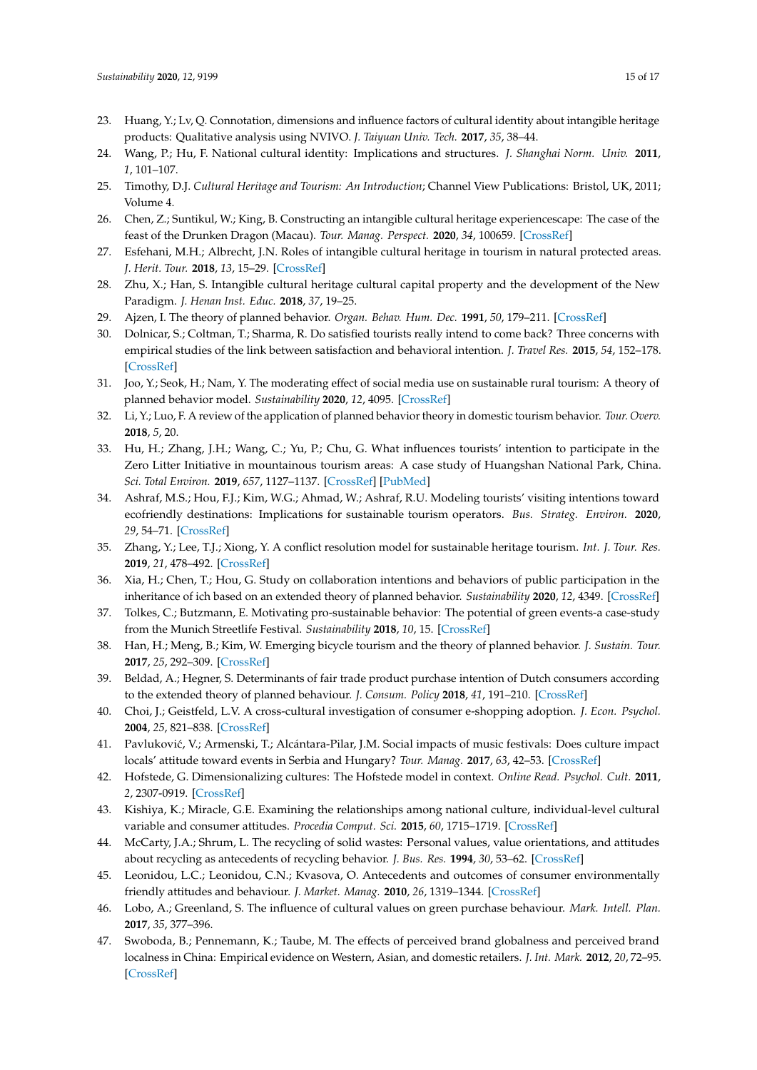23. Huang, Y.; Lv, Q. Connotation, dimensions and influence factors of cultural identity about intangible heritage products: Qualitative analysis using NVIVO. *J. Taiyuan Univ. Tech.* **2017**, *35*, 38–44.
24. Wang, P.; Hu, F. National cultural identity: Implications and structures. *J. Shanghai Norm. Univ.* **2011**, *1*, 101–107.
25. Timothy, D.J. *Cultural Heritage and Tourism: An Introduction*; Channel View Publications: Bristol, UK, 2011; Volume 4.
26. Chen, Z.; Suntikul, W.; King, B. Constructing an intangible cultural heritage experiencescape: The case of the feast of the Drunken Dragon (Macau). *Tour. Manag. Perspect.* **2020**, *34*, 100659. [CrossRef]
27. Esfehani, M.H.; Albrecht, J.N. Roles of intangible cultural heritage in tourism in natural protected areas. *J. Herit. Tour.* **2018**, *13*, 15–29. [CrossRef]
28. Zhu, X.; Han, S. Intangible cultural heritage cultural capital property and the development of the New Paradigm. *J. Henan Inst. Educ.* **2018**, *37*, 19–25.
29. Ajzen, I. The theory of planned behavior. *Organ. Behav. Hum. Dec.* **1991**, *50*, 179–211. [CrossRef]
30. Dolnicar, S.; Coltman, T.; Sharma, R. Do satisfied tourists really intend to come back? Three concerns with empirical studies of the link between satisfaction and behavioral intention. *J. Travel Res.* **2015**, *54*, 152–178. [CrossRef]
31. Joo, Y.; Seok, H.; Nam, Y. The moderating effect of social media use on sustainable rural tourism: A theory of planned behavior model. *Sustainability* **2020**, *12*, 4095. [CrossRef]
32. Li, Y.; Luo, F. A review of the application of planned behavior theory in domestic tourism behavior. *Tour. Overv.* **2018**, *5*, 20.
33. Hu, H.; Zhang, J.H.; Wang, C.; Yu, P.; Chu, G. What influences tourists' intention to participate in the Zero Litter Initiative in mountainous tourism areas: A case study of Huangshan National Park, China. *Sci. Total Environ.* **2019**, *657*, 1127–1137. [CrossRef] [PubMed]
34. Ashraf, M.S.; Hou, F.J.; Kim, W.G.; Ahmad, W.; Ashraf, R.U. Modeling tourists' visiting intentions toward ecofriendly destinations: Implications for sustainable tourism operators. *Bus. Strateg. Environ.* **2020**, *29*, 54–71. [CrossRef]
35. Zhang, Y.; Lee, T.J.; Xiong, Y. A conflict resolution model for sustainable heritage tourism. *Int. J. Tour. Res.* **2019**, *21*, 478–492. [CrossRef]
36. Xia, H.; Chen, T.; Hou, G. Study on collaboration intentions and behaviors of public participation in the inheritance of ich based on an extended theory of planned behavior. *Sustainability* **2020**, *12*, 4349. [CrossRef]
37. Tolkes, C.; Butzmann, E. Motivating pro-sustainable behavior: The potential of green events-a case-study from the Munich Streetlife Festival. *Sustainability* **2018**, *10*, 15. [CrossRef]
38. Han, H.; Meng, B.; Kim, W. Emerging bicycle tourism and the theory of planned behavior. *J. Sustain. Tour.* **2017**, *25*, 292–309. [CrossRef]
39. Beldad, A.; Hegner, S. Determinants of fair trade product purchase intention of Dutch consumers according to the extended theory of planned behaviour. *J. Consum. Policy* **2018**, *41*, 191–210. [CrossRef]
40. Choi, J.; Geistfeld, L.V. A cross-cultural investigation of consumer e-shopping adoption. *J. Econ. Psychol.* **2004**, *25*, 821–838. [CrossRef]
41. Pavluković, V.; Armenski, T.; Alcántara-Pilar, J.M. Social impacts of music festivals: Does culture impact locals' attitude toward events in Serbia and Hungary? *Tour. Manag.* **2017**, *63*, 42–53. [CrossRef]
42. Hofstede, G. Dimensionalizing cultures: The Hofstede model in context. *Online Read. Psychol. Cult.* **2011**, *2*, 2307-0919. [CrossRef]
43. Kishiya, K.; Miracle, G.E. Examining the relationships among national culture, individual-level cultural variable and consumer attitudes. *Procedia Comput. Sci.* **2015**, *60*, 1715–1719. [CrossRef]
44. McCarty, J.A.; Shrum, L. The recycling of solid wastes: Personal values, value orientations, and attitudes about recycling as antecedents of recycling behavior. *J. Bus. Res.* **1994**, *30*, 53–62. [CrossRef]
45. Leonidou, L.C.; Leonidou, C.N.; Kvasova, O. Antecedents and outcomes of consumer environmentally friendly attitudes and behaviour. *J. Market. Manag.* **2010**, *26*, 1319–1344. [CrossRef]
46. Lobo, A.; Greenland, S. The influence of cultural values on green purchase behaviour. *Mark. Intell. Plan.* **2017**, *35*, 377–396.
47. Swoboda, B.; Pennemann, K.; Taube, M. The effects of perceived brand globalness and perceived brand localness in China: Empirical evidence on Western, Asian, and domestic retailers. *J. Int. Mark.* **2012**, *20*, 72–95. [CrossRef]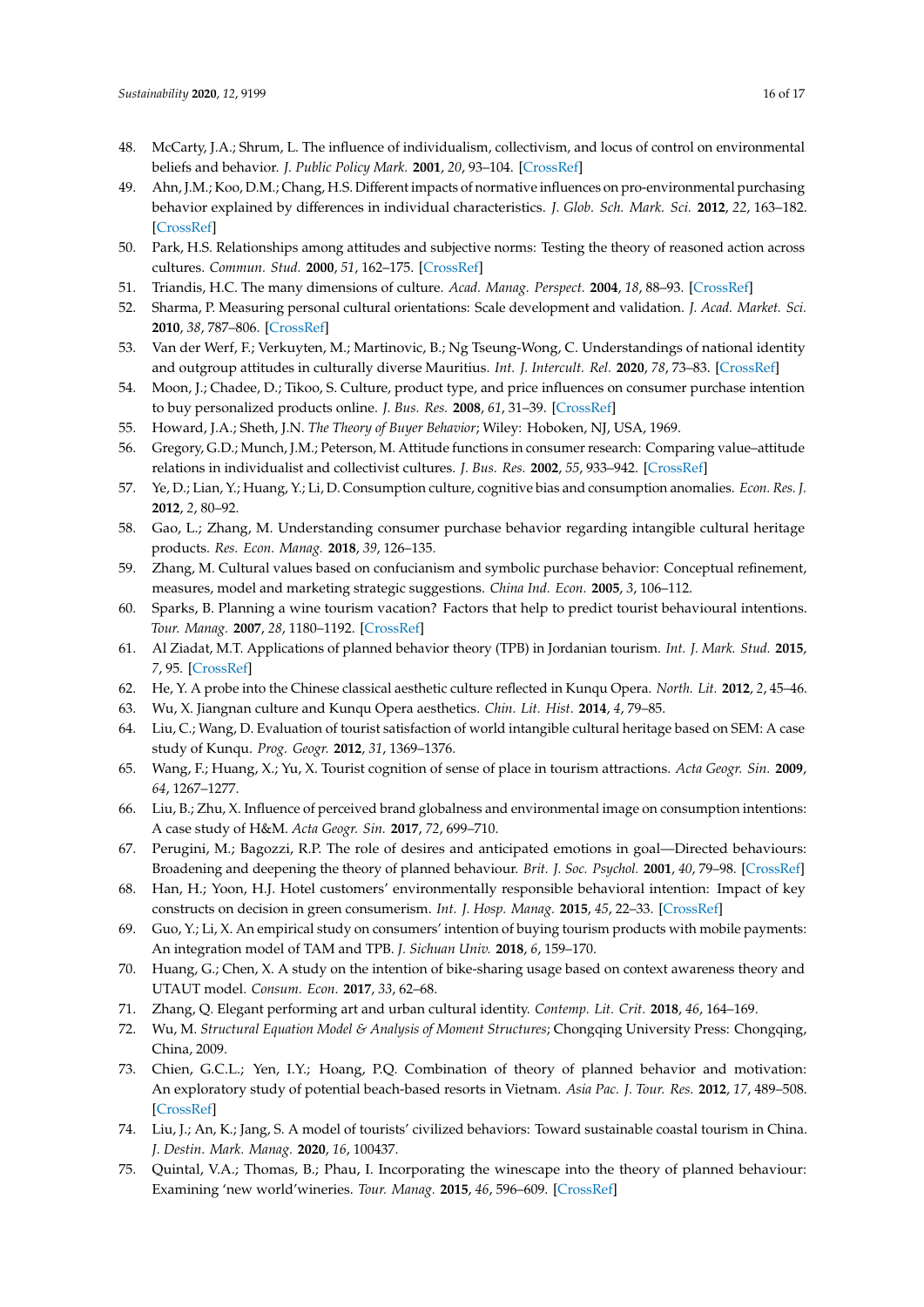48. McCarty, J.A.; Shrum, L. The influence of individualism, collectivism, and locus of control on environmental beliefs and behavior. *J. Public Policy Mark.* **2001**, *20*, 93–104. [CrossRef]
49. Ahn, J.M.; Koo, D.M.; Chang, H.S. Different impacts of normative influences on pro-environmental purchasing behavior explained by differences in individual characteristics. *J. Glob. Sch. Mark. Sci.* **2012**, *22*, 163–182. [CrossRef]
50. Park, H.S. Relationships among attitudes and subjective norms: Testing the theory of reasoned action across cultures. *Commun. Stud.* **2000**, *51*, 162–175. [CrossRef]
51. Triandis, H.C. The many dimensions of culture. *Acad. Manag. Perspect.* **2004**, *18*, 88–93. [CrossRef]
52. Sharma, P. Measuring personal cultural orientations: Scale development and validation. *J. Acad. Market. Sci.* **2010**, *38*, 787–806. [CrossRef]
53. Van der Werf, F.; Verkuyten, M.; Martinovic, B.; Ng Tseung-Wong, C. Understandings of national identity and outgroup attitudes in culturally diverse Mauritius. *Int. J. Intercult. Rel.* **2020**, *78*, 73–83. [CrossRef]
54. Moon, J.; Chadee, D.; Tikoo, S. Culture, product type, and price influences on consumer purchase intention to buy personalized products online. *J. Bus. Res.* **2008**, *61*, 31–39. [CrossRef]
55. Howard, J.A.; Sheth, J.N. *The Theory of Buyer Behavior*; Wiley: Hoboken, NJ, USA, 1969.
56. Gregory, G.D.; Munch, J.M.; Peterson, M. Attitude functions in consumer research: Comparing value–attitude relations in individualist and collectivist cultures. *J. Bus. Res.* **2002**, *55*, 933–942. [CrossRef]
57. Ye, D.; Lian, Y.; Huang, Y.; Li, D. Consumption culture, cognitive bias and consumption anomalies. *Econ. Res. J.* **2012**, *2*, 80–92.
58. Gao, L.; Zhang, M. Understanding consumer purchase behavior regarding intangible cultural heritage products. *Res. Econ. Manag.* **2018**, *39*, 126–135.
59. Zhang, M. Cultural values based on confucianism and symbolic purchase behavior: Conceptual refinement, measures, model and marketing strategic suggestions. *China Ind. Econ.* **2005**, *3*, 106–112.
60. Sparks, B. Planning a wine tourism vacation? Factors that help to predict tourist behavioural intentions. *Tour. Manag.* **2007**, *28*, 1180–1192. [CrossRef]
61. Al Ziadat, M.T. Applications of planned behavior theory (TPB) in Jordanian tourism. *Int. J. Mark. Stud.* **2015**, *7*, 95. [CrossRef]
62. He, Y. A probe into the Chinese classical aesthetic culture reflected in Kunqu Opera. *North. Lit.* **2012**, *2*, 45–46.
63. Wu, X. Jiangnan culture and Kunqu Opera aesthetics. *Chin. Lit. Hist.* **2014**, *4*, 79–85.
64. Liu, C.; Wang, D. Evaluation of tourist satisfaction of world intangible cultural heritage based on SEM: A case study of Kunqu. *Prog. Geogr.* **2012**, *31*, 1369–1376.
65. Wang, F.; Huang, X.; Yu, X. Tourist cognition of sense of place in tourism attractions. *Acta Geogr. Sin.* **2009**, *64*, 1267–1277.
66. Liu, B.; Zhu, X. Influence of perceived brand globalness and environmental image on consumption intentions: A case study of H&M. *Acta Geogr. Sin.* **2017**, *72*, 72, 699–710.
67. Perugini, M.; Bagozzi, R.P. The role of desires and anticipated emotions in goal—Directed behaviours: Broadening and deepening the theory of planned behaviour. *Brit. J. Soc. Psychol.* **2001**, *40*, 79–98. [CrossRef]
68. Han, H.; Yoon, H.J. Hotel customers' environmentally responsible behavioral intention: Impact of key constructs on decision in green consumerism. *Int. J. Hosp. Manag.* **2015**, *45*, 22–33. [CrossRef]
69. Guo, Y.; Li, X. An empirical study on consumers' intention of buying tourism products with mobile payments: An integration model of TAM and TPB. *J. Sichuan Univ.* **2018**, *6*, 159–170.
70. Huang, G.; Chen, X. A study on the intention of bike-sharing usage based on context awareness theory and UTAUT model. *Consum. Econ.* **2017**, *33*, 62–68.
71. Zhang, Q. Elegant performing art and urban cultural identity. *Contemp. Lit. Crit.* **2018**, *46*, 164–169.
72. Wu, M. *Structural Equation Model & Analysis of Moment Structures*; Chongqing University Press: Chongqing, China, 2009.
73. Chien, G.C.L.; Yen, I.Y.; Hoang, P.Q. Combination of theory of planned behavior and motivation: An exploratory study of potential beach-based resorts in Vietnam. *Asia Pac. J. Tour. Res.* **2012**, *17*, 489–508. [CrossRef]
74. Liu, J.; An, K.; Jang, S. A model of tourists' civilized behaviors: Toward sustainable coastal tourism in China. *J. Destin. Mark. Manag.* **2020**, *16*, 100437.
75. Quintal, V.A.; Thomas, B.; Phau, I. Incorporating the winescape into the theory of planned behaviour: Examining 'new world'wineries. *Tour. Manag.* **2015**, *46*, 596–609. [CrossRef]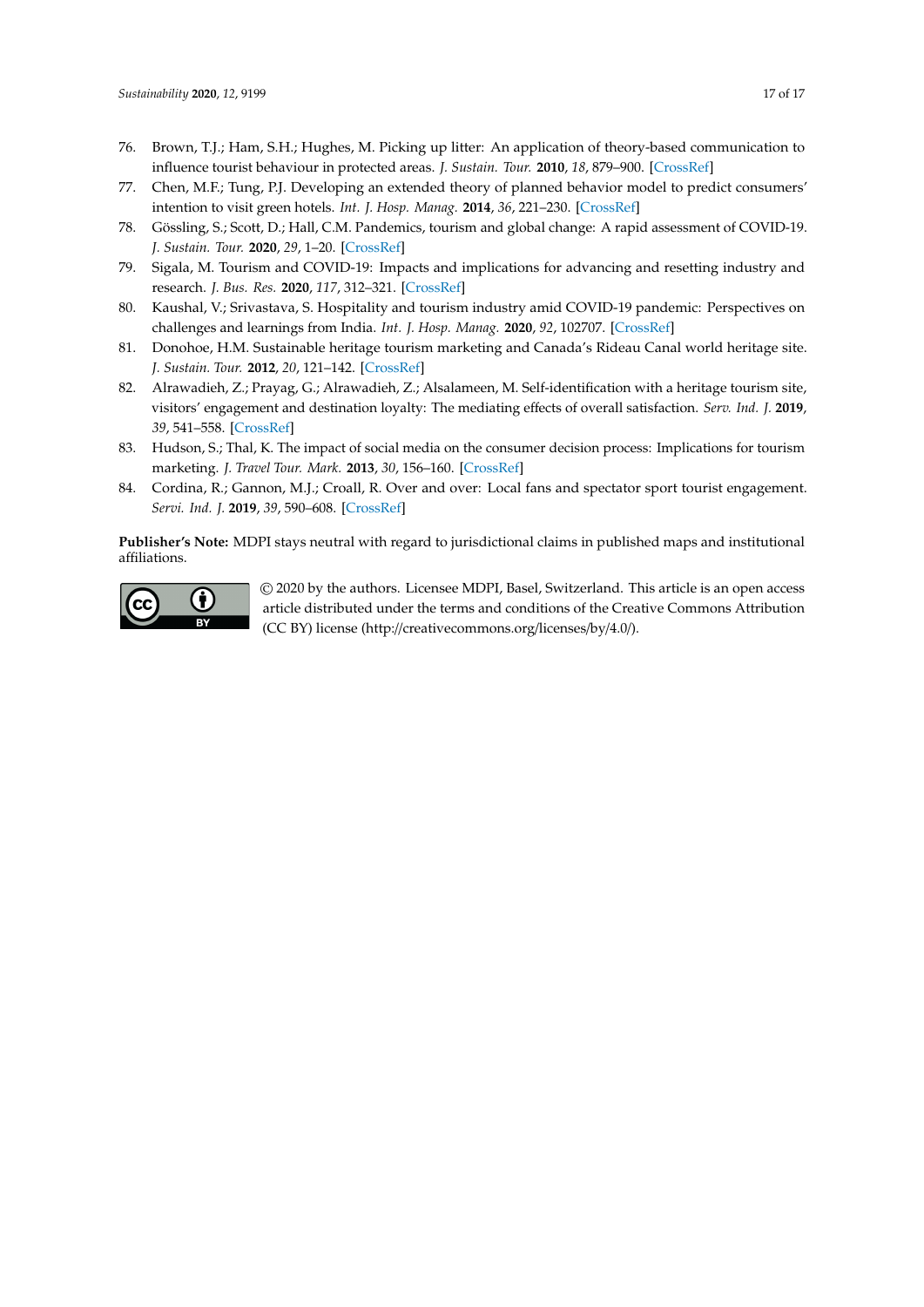76. Brown, T.J.; Ham, S.H.; Hughes, M. Picking up litter: An application of theory-based communication to influence tourist behaviour in protected areas. *J. Sustain. Tour.* **2010**, *18*, 879–900. [CrossRef]
77. Chen, M.F.; Tung, P.J. Developing an extended theory of planned behavior model to predict consumers' intention to visit green hotels. *Int. J. Hosp. Manag.* **2014**, *36*, 221–230. [CrossRef]
78. Gössling, S.; Scott, D.; Hall, C.M. Pandemics, tourism and global change: A rapid assessment of COVID-19. *J. Sustain. Tour.* **2020**, *29*, 1–20. [CrossRef]
79. Sigala, M. Tourism and COVID-19: Impacts and implications for advancing and resetting industry and research. *J. Bus. Res.* **2020**, *117*, 312–321. [CrossRef]
80. Kaushal, V.; Srivastava, S. Hospitality and tourism industry amid COVID-19 pandemic: Perspectives on challenges and learnings from India. *Int. J. Hosp. Manag.* **2020**, *92*, 102707. [CrossRef]
81. Donohoe, H.M. Sustainable heritage tourism marketing and Canada's Rideau Canal world heritage site. *J. Sustain. Tour.* **2012**, *20*, 121–142. [CrossRef]
82. Alrawadieh, Z.; Prayag, G.; Alrawadieh, Z.; Alsalameen, M. Self-identification with a heritage tourism site, visitors' engagement and destination loyalty: The mediating effects of overall satisfaction. *Serv. Ind. J.* **2019**, *39*, 541–558. [CrossRef]
83. Hudson, S.; Thal, K. The impact of social media on the consumer decision process: Implications for tourism marketing. *J. Travel Tour. Mark.* **2013**, *30*, 156–160. [CrossRef]
84. Cordina, R.; Gannon, M.J.; Croall, R. Over and over: Local fans and spectator sport tourist engagement. *Servi. Ind. J.* **2019**, *39*, 590–608. [CrossRef]

**Publisher's Note:** MDPI stays neutral with regard to jurisdictional claims in published maps and institutional affiliations.

© 2020 by the authors. Licensee MDPI, Basel, Switzerland. This article is an open access article distributed under the terms and conditions of the Creative Commons Attribution (CC BY) license (http://creativecommons.org/licenses/by/4.0/).